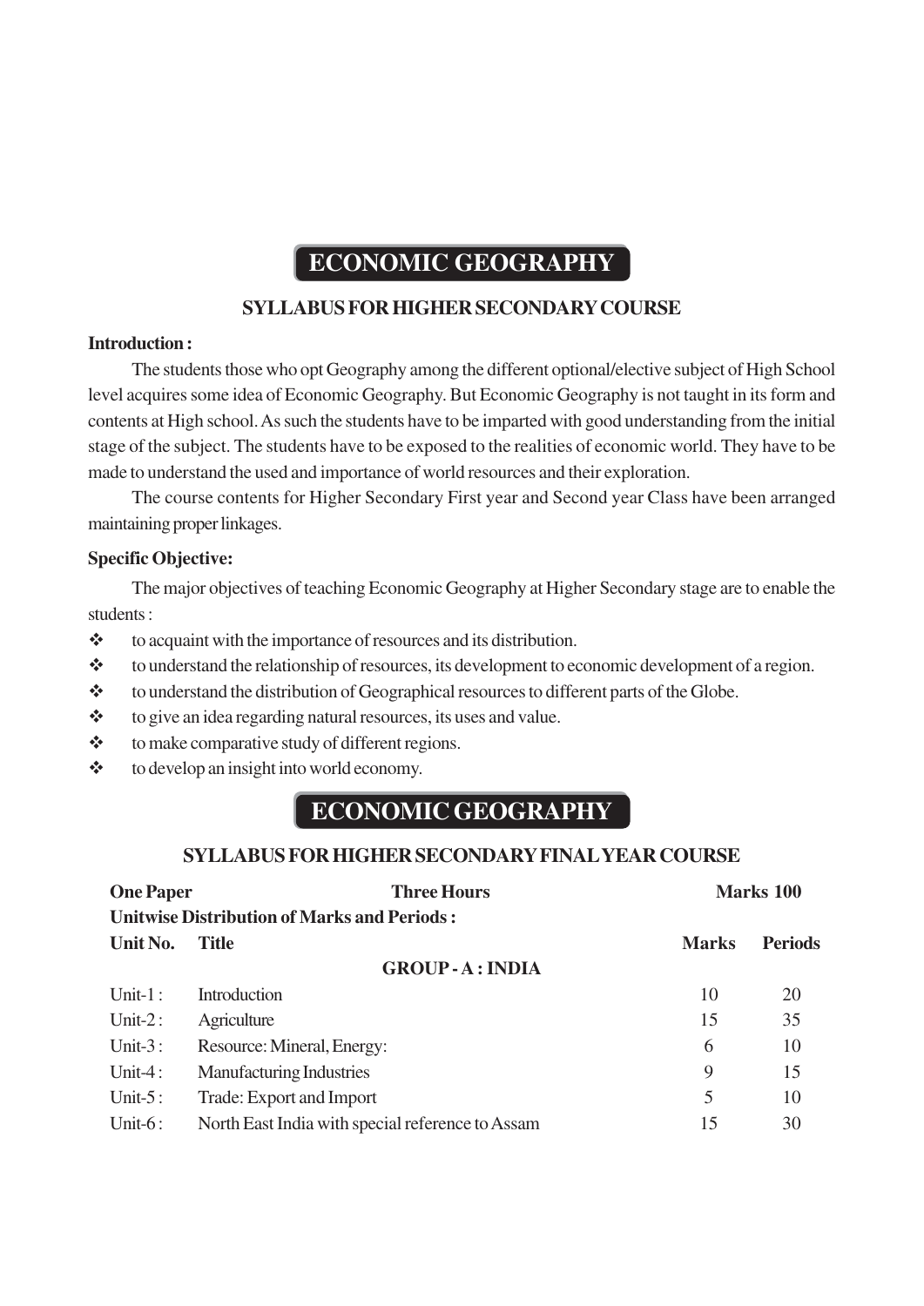# ECONOMIC GEOGRAPHY

## SYLLABUS FOR HIGHER SECONDARY COURSE

**Introduction :**

The students those who opt Geography among the different optional/elective subject of High School level acquires some idea of Economic Geography. But Economic Geography is not taught in its form and contents at High school. As such the students have to be imparted with good understanding from the initial stage of the subject. The students have to be exposed to the realities of economic world. They have to be made to understand the used and importance of world resources and their exploration.

The course contents for Higher Secondary First year and Second year Class have been arranged maintaining proper linkages.

**Specific Objective:**

The major objectives of teaching Economic Geography at Higher Secondary stage are to enable the students :

- ❖ to acquaint with the importance of resources and its distribution.
- ❖ to understand the relationship of resources, its development to economic development of a region.
- ❖ to understand the distribution of Geographical resources to different parts of the Globe.
- ❖ to give an idea regarding natural resources, its uses and value.
- ❖ to make comparative study of different regions.
- ❖ to develop an insight into world economy.

# ECONOMIC GEOGRAPHY

## SYLLABUS FOR HIGHER SECONDARY FINAL YEAR COURSE

**One Paper** **Three Hours** **Marks 100**

**Unitwise Distribution of Marks and Periods :**

| Unit No. | Title | Marks | Periods |
|---|---|---|---|
| | **GROUP - A : INDIA** | | |
| Unit-1 : | Introduction | 10 | 20 |
| Unit-2 : | Agriculture | 15 | 35 |
| Unit-3 : | Resource: Mineral, Energy: | 6 | 10 |
| Unit-4 : | Manufacturing Industries | 9 | 15 |
| Unit-5 : | Trade: Export and Import | 5 | 10 |
| Unit-6 : | North East India with special reference to Assam | 15 | 30 |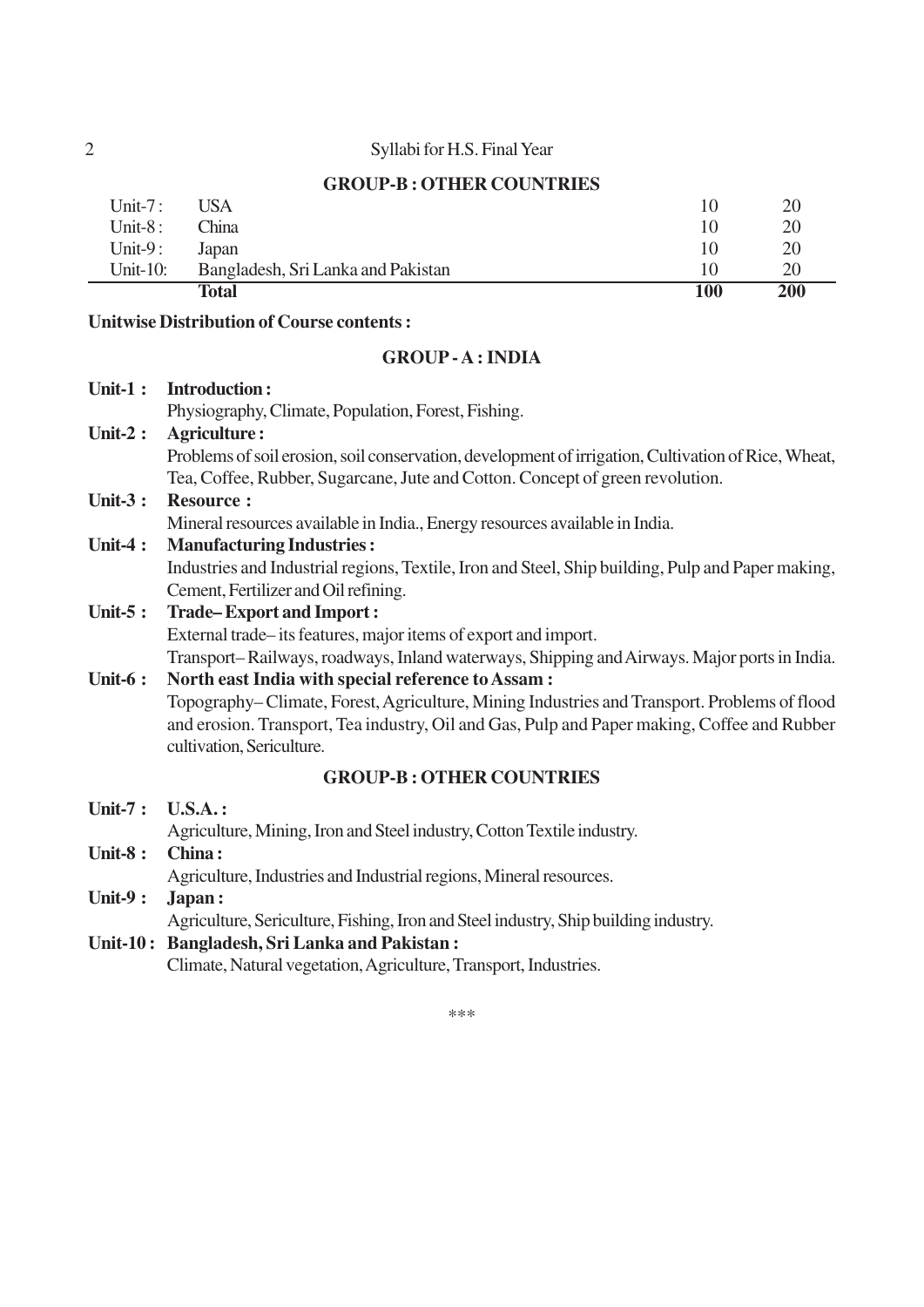### GROUP-B : OTHER COUNTRIES

| | | | |
|---|---|---|---|
| Unit-7 : | USA | 10 | 20 |
| Unit-8 : | China | 10 | 20 |
| Unit-9 : | Japan | 10 | 20 |
| Unit-10: | Bangladesh, Sri Lanka and Pakistan | 10 | 20 |
| | **Total** | **100** | **200** |

**Unitwise Distribution of Course contents :**

## GROUP - A : INDIA

**Unit-1 : Introduction :**
Physiography, Climate, Population, Forest, Fishing.

**Unit-2 : Agriculture :**
Problems of soil erosion, soil conservation, development of irrigation, Cultivation of Rice, Wheat, Tea, Coffee, Rubber, Sugarcane, Jute and Cotton. Concept of green revolution.

**Unit-3 : Resource :**
Mineral resources available in India., Energy resources available in India.

**Unit-4 : Manufacturing Industries :**
Industries and Industrial regions, Textile, Iron and Steel, Ship building, Pulp and Paper making, Cement, Fertilizer and Oil refining.

**Unit-5 : Trade– Export and Import :**
External trade– its features, major items of export and import.
Transport– Railways, roadways, Inland waterways, Shipping and Airways. Major ports in India.

**Unit-6 : North east India with special reference to Assam :**
Topography– Climate, Forest, Agriculture, Mining Industries and Transport. Problems of flood and erosion. Transport, Tea industry, Oil and Gas, Pulp and Paper making, Coffee and Rubber cultivation, Sericulture.

## GROUP-B : OTHER COUNTRIES

**Unit-7 : U.S.A. :**
Agriculture, Mining, Iron and Steel industry, Cotton Textile industry.

**Unit-8 : China :**
Agriculture, Industries and Industrial regions, Mineral resources.

**Unit-9 : Japan :**
Agriculture, Sericulture, Fishing, Iron and Steel industry, Ship building industry.

**Unit-10 : Bangladesh, Sri Lanka and Pakistan :**
Climate, Natural vegetation, Agriculture, Transport, Industries.

***